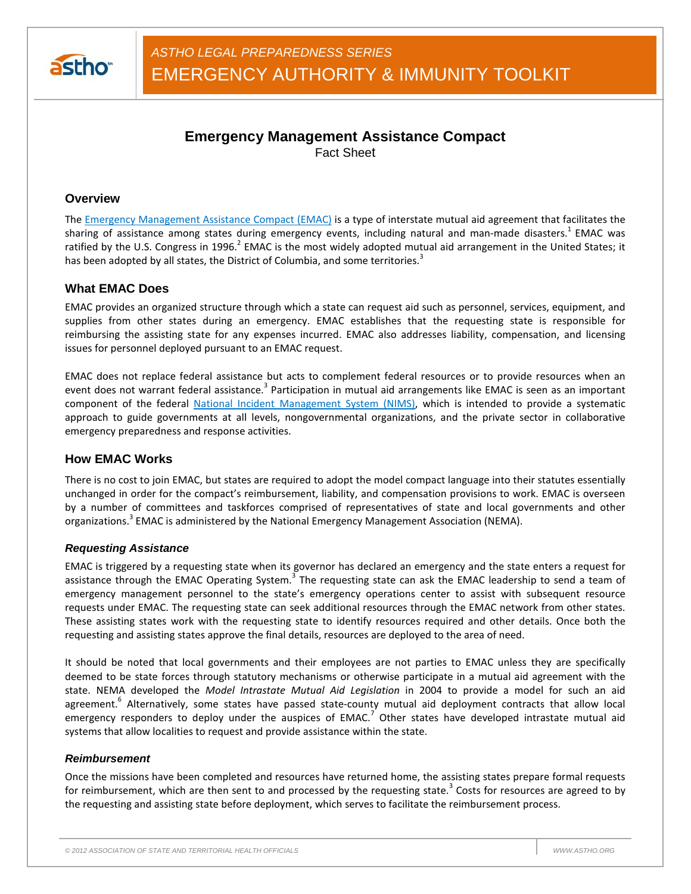ASTHO LEGAL PREPAREDNESS SERIES
EMERGENCY AUTHORITY & IMMUNITY TOOLKIT

# Emergency Management Assistance Compact

Fact Sheet

## Overview

The Emergency Management Assistance Compact (EMAC) is a type of interstate mutual aid agreement that facilitates the sharing of assistance among states during emergency events, including natural and man-made disasters.[1] EMAC was ratified by the U.S. Congress in 1996.[2] EMAC is the most widely adopted mutual aid arrangement in the United States; it has been adopted by all states, the District of Columbia, and some territories.[3]

## What EMAC Does

EMAC provides an organized structure through which a state can request aid such as personnel, services, equipment, and supplies from other states during an emergency. EMAC establishes that the requesting state is responsible for reimbursing the assisting state for any expenses incurred. EMAC also addresses liability, compensation, and licensing issues for personnel deployed pursuant to an EMAC request.

EMAC does not replace federal assistance but acts to complement federal resources or to provide resources when an event does not warrant federal assistance.[3] Participation in mutual aid arrangements like EMAC is seen as an important component of the federal National Incident Management System (NIMS), which is intended to provide a systematic approach to guide governments at all levels, nongovernmental organizations, and the private sector in collaborative emergency preparedness and response activities.

## How EMAC Works

There is no cost to join EMAC, but states are required to adopt the model compact language into their statutes essentially unchanged in order for the compact's reimbursement, liability, and compensation provisions to work. EMAC is overseen by a number of committees and taskforces comprised of representatives of state and local governments and other organizations.[3] EMAC is administered by the National Emergency Management Association (NEMA).

### *Requesting Assistance*

EMAC is triggered by a requesting state when its governor has declared an emergency and the state enters a request for assistance through the EMAC Operating System.[3] The requesting state can ask the EMAC leadership to send a team of emergency management personnel to the state's emergency operations center to assist with subsequent resource requests under EMAC. The requesting state can seek additional resources through the EMAC network from other states. These assisting states work with the requesting state to identify resources required and other details. Once both the requesting and assisting states approve the final details, resources are deployed to the area of need.

It should be noted that local governments and their employees are not parties to EMAC unless they are specifically deemed to be state forces through statutory mechanisms or otherwise participate in a mutual aid agreement with the state. NEMA developed the *Model Intrastate Mutual Aid Legislation* in 2004 to provide a model for such an aid agreement.[6] Alternatively, some states have passed state-county mutual aid deployment contracts that allow local emergency responders to deploy under the auspices of EMAC.[7] Other states have developed intrastate mutual aid systems that allow localities to request and provide assistance within the state.

### *Reimbursement*

Once the missions have been completed and resources have returned home, the assisting states prepare formal requests for reimbursement, which are then sent to and processed by the requesting state.[3] Costs for resources are agreed to by the requesting and assisting state before deployment, which serves to facilitate the reimbursement process.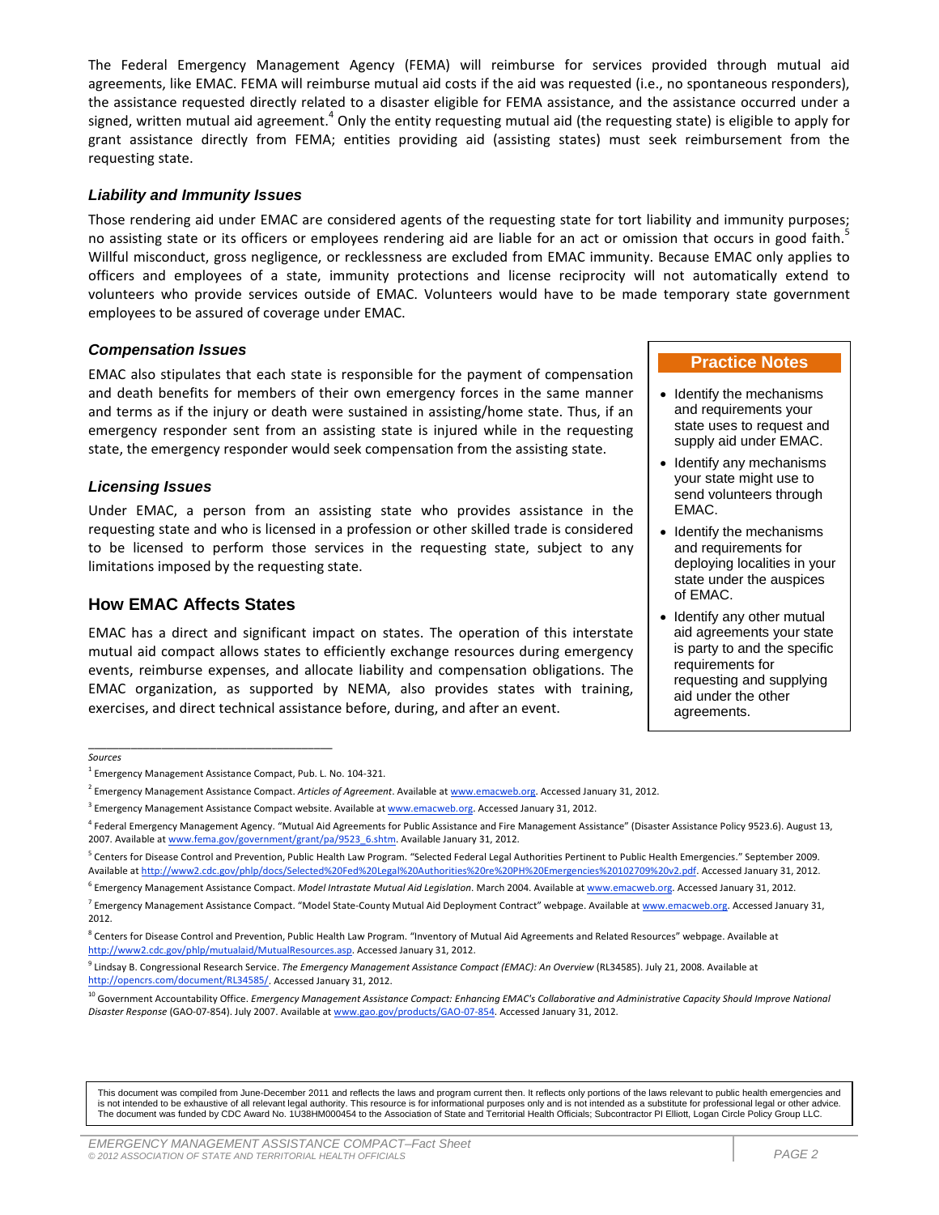The Federal Emergency Management Agency (FEMA) will reimburse for services provided through mutual aid agreements, like EMAC. FEMA will reimburse mutual aid costs if the aid was requested (i.e., no spontaneous responders), the assistance requested directly related to a disaster eligible for FEMA assistance, and the assistance occurred under a signed, written mutual aid agreement.[4] Only the entity requesting mutual aid (the requesting state) is eligible to apply for grant assistance directly from FEMA; entities providing aid (assisting states) must seek reimbursement from the requesting state.

### *Liability and Immunity Issues*

Those rendering aid under EMAC are considered agents of the requesting state for tort liability and immunity purposes; no assisting state or its officers or employees rendering aid are liable for an act or omission that occurs in good faith.[5] Willful misconduct, gross negligence, or recklessness are excluded from EMAC immunity. Because EMAC only applies to officers and employees of a state, immunity protections and license reciprocity will not automatically extend to volunteers who provide services outside of EMAC. Volunteers would have to be made temporary state government employees to be assured of coverage under EMAC.

### *Compensation Issues*

EMAC also stipulates that each state is responsible for the payment of compensation and death benefits for members of their own emergency forces in the same manner and terms as if the injury or death were sustained in assisting/home state. Thus, if an emergency responder sent from an assisting state is injured while in the requesting state, the emergency responder would seek compensation from the assisting state.

### *Licensing Issues*

Under EMAC, a person from an assisting state who provides assistance in the requesting state and who is licensed in a profession or other skilled trade is considered to be licensed to perform those services in the requesting state, subject to any limitations imposed by the requesting state.

## How EMAC Affects States

EMAC has a direct and significant impact on states. The operation of this interstate mutual aid compact allows states to efficiently exchange resources during emergency events, reimburse expenses, and allocate liability and compensation obligations. The EMAC organization, as supported by NEMA, also provides states with training, exercises, and direct technical assistance before, during, and after an event.

**Practice Notes**

- Identify the mechanisms and requirements your state uses to request and supply aid under EMAC.
- Identify any mechanisms your state might use to send volunteers through EMAC.
- Identify the mechanisms and requirements for deploying localities in your state under the auspices of EMAC.
- Identify any other mutual aid agreements your state is party to and the specific requirements for requesting and supplying aid under the other agreements.

---

*Sources*

[1] Emergency Management Assistance Compact, Pub. L. No. 104-321.

[2] Emergency Management Assistance Compact. *Articles of Agreement*. Available at www.emacweb.org. Accessed January 31, 2012.

[3] Emergency Management Assistance Compact website. Available at www.emacweb.org. Accessed January 31, 2012.

[4] Federal Emergency Management Agency. "Mutual Aid Agreements for Public Assistance and Fire Management Assistance" (Disaster Assistance Policy 9523.6). August 13, 2007. Available at www.fema.gov/government/grant/pa/9523_6.shtm. Available January 31, 2012.

[5] Centers for Disease Control and Prevention, Public Health Law Program. "Selected Federal Legal Authorities Pertinent to Public Health Emergencies." September 2009. Available at http://www2.cdc.gov/phlp/docs/Selected%20Fed%20Legal%20Authorities%20re%20PH%20Emergencies%20102709%20v2.pdf. Accessed January 31, 2012.

[6] Emergency Management Assistance Compact. *Model Intrastate Mutual Aid Legislation*. March 2004. Available at www.emacweb.org. Accessed January 31, 2012.

[7] Emergency Management Assistance Compact. "Model State-County Mutual Aid Deployment Contract" webpage. Available at www.emacweb.org. Accessed January 31, 2012.

[8] Centers for Disease Control and Prevention, Public Health Law Program. "Inventory of Mutual Aid Agreements and Related Resources" webpage. Available at http://www2.cdc.gov/phlp/mutualaid/MutualResources.asp. Accessed January 31, 2012.

[9] Lindsay B. Congressional Research Service. *The Emergency Management Assistance Compact (EMAC): An Overview* (RL34585). July 21, 2008. Available at http://opencrs.com/document/RL34585/. Accessed January 31, 2012.

[10] Government Accountability Office. *Emergency Management Assistance Compact: Enhancing EMAC's Collaborative and Administrative Capacity Should Improve National Disaster Response* (GAO-07-854). July 2007. Available at www.gao.gov/products/GAO-07-854. Accessed January 31, 2012.

This document was compiled from June-December 2011 and reflects the laws and program current then. It reflects only portions of the laws relevant to public health emergencies and is not intended to be exhaustive of all relevant legal authority. This resource is for informational purposes only and is not intended as a substitute for professional legal or other advice. The document was funded by CDC Award No. 1U38HM000454 to the Association of State and Territorial Health Officials; Subcontractor PI Elliott, Logan Circle Policy Group LLC.